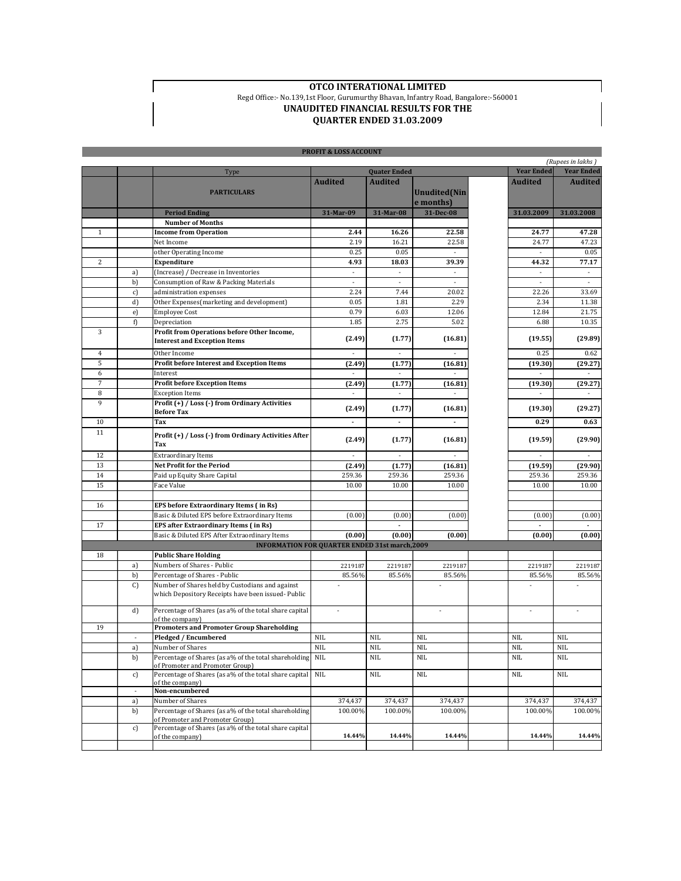# OTCO INTERATIONAL LIMITED

Regd Office:- No.139,1st Floor, Gurumurthy Bhavan, Infantry Road, Bangalore:-560001

## UNAUDITED FINANCIAL RESULTS FOR THE QUARTER ENDED 31.03.2009

**PROFIT & LOSS ACCOUNT**

*(Rupees in lakhs )*

| | | Type | Quater Ended | | | | Year Ended | Year Ended |
|---|---|---|---|---|---|---|---|---|
| | | **PARTICULARS** | **Audited** | **Audited** | **Unudited(Nine months)** | | **Audited** | **Audited** |
| | | **Period Ending** | **31-Mar-09** | **31-Mar-08** | **31-Dec-08** | | **31.03.2009** | **31.03.2008** |
| | | **Number of Months** | | | | | | |
| 1 | | **Income from Operation** | **2.44** | **16.26** | **22.58** | | **24.77** | **47.28** |
| | | Net Income | 2.19 | 16.21 | 22.58 | | 24.77 | 47.23 |
| | | other Operating Income | 0.25 | 0.05 | - | | - | 0.05 |
| 2 | | **Expenditure** | **4.93** | **18.03** | **39.39** | | **44.32** | **77.17** |
| | a) | (Increase) / Decrease in Inventories | - | - | - | | - | - |
| | b) | Consumption of Raw & Packing Materials | - | - | - | | - | - |
| | c) | administration expenses | 2.24 | 7.44 | 20.02 | | 22.26 | 33.69 |
| | d) | Other Expenses(marketing and development) | 0.05 | 1.81 | 2.29 | | 2.34 | 11.38 |
| | e) | Employee Cost | 0.79 | 6.03 | 12.06 | | 12.84 | 21.75 |
| | f) | Depreciation | 1.85 | 2.75 | 5.02 | | 6.88 | 10.35 |
| 3 | | **Profit from Operations before Other Income, Interest and Exception Items** | **(2.49)** | **(1.77)** | **(16.81)** | | **(19.55)** | **(29.89)** |
| 4 | | Other Income | - | - | - | | 0.25 | 0.62 |
| 5 | | **Profit before Interest and Exception Items** | **(2.49)** | **(1.77)** | **(16.81)** | | **(19.30)** | **(29.27)** |
| 6 | | Interest | - | - | - | | - | - |
| 7 | | **Profit before Exception Items** | **(2.49)** | **(1.77)** | **(16.81)** | | **(19.30)** | **(29.27)** |
| 8 | | Exception Items | - | - | - | | - | - |
| 9 | | **Profit (+) / Loss (-) from Ordinary Activities Before Tax** | **(2.49)** | **(1.77)** | **(16.81)** | | **(19.30)** | **(29.27)** |
| 10 | | **Tax** | **-** | **-** | **-** | | **0.29** | **0.63** |
| 11 | | **Profit (+) / Loss (-) from Ordinary Activities After Tax** | **(2.49)** | **(1.77)** | **(16.81)** | | **(19.59)** | **(29.90)** |
| 12 | | Extraordinary Items | - | - | - | | - | - |
| 13 | | **Net Profit for the Period** | **(2.49)** | **(1.77)** | **(16.81)** | | **(19.59)** | **(29.90)** |
| 14 | | Paid up Equity Share Capital | 259.36 | 259.36 | 259.36 | | 259.36 | 259.36 |
| 15 | | Face Value | 10.00 | 10.00 | 10.00 | | 10.00 | 10.00 |
| | | | | | | | | |
| 16 | | **EPS before Extraordinary Items ( in Rs)** | | | | | | |
| | | Basic & Diluted EPS before Extraordinary Items | (0.00) | (0.00) | (0.00) | | (0.00) | (0.00) |
| 17 | | **EPS after Extraordinary Items ( in Rs)** | | - | | | - | - |
| | | Basic & Diluted EPS After Extraordinary Items | **(0.00)** | **(0.00)** | **(0.00)** | | **(0.00)** | **(0.00)** |
| | | **INFORMATION FOR QUARTER ENDED 31st march,2009** | | | | | | |
| 18 | | **Public Share Holding** | | | | | | |
| | a) | Numbers of Shares - Public | 2219187 | 2219187 | 2219187 | | 2219187 | 2219187 |
| | b) | Percentage of Shares - Public | 85.56% | 85.56% | 85.56% | | 85.56% | 85.56% |
| | C) | Number of Shares held by Custodians and against which Depository Receipts have been issued- Public | - | | - | | - | - |
| | d) | Percentage of Shares (as a% of the total share capital of the company) | - | | - | | - | - |
| 19 | | **Promoters and Promoter Group Shareholding** | | | | | | |
| | - | **Pledged / Encumbered** | NIL | NIL | NIL | | NIL | NIL |
| | a) | Number of Shares | NIL | NIL | NIL | | NIL | NIL |
| | b) | Percentage of Shares (as a% of the total shareholding of Promoter and Promoter Group) | NIL | NIL | NIL | | NIL | NIL |
| | c) | Percentage of Shares (as a% of the total share capital of the company) | NIL | NIL | NIL | | NIL | NIL |
| | - | **Non-encumbered** | | | | | | |
| | a) | Number of Shares | 374,437 | 374,437 | 374,437 | | 374,437 | 374,437 |
| | b) | Percentage of Shares (as a% of the total shareholding of Promoter and Promoter Group) | 100.00% | 100.00% | 100.00% | | 100.00% | 100.00% |
| | c) | Percentage of Shares (as a% of the total share capital of the company) | **14.44%** | **14.44%** | **14.44%** | | **14.44%** | **14.44%** |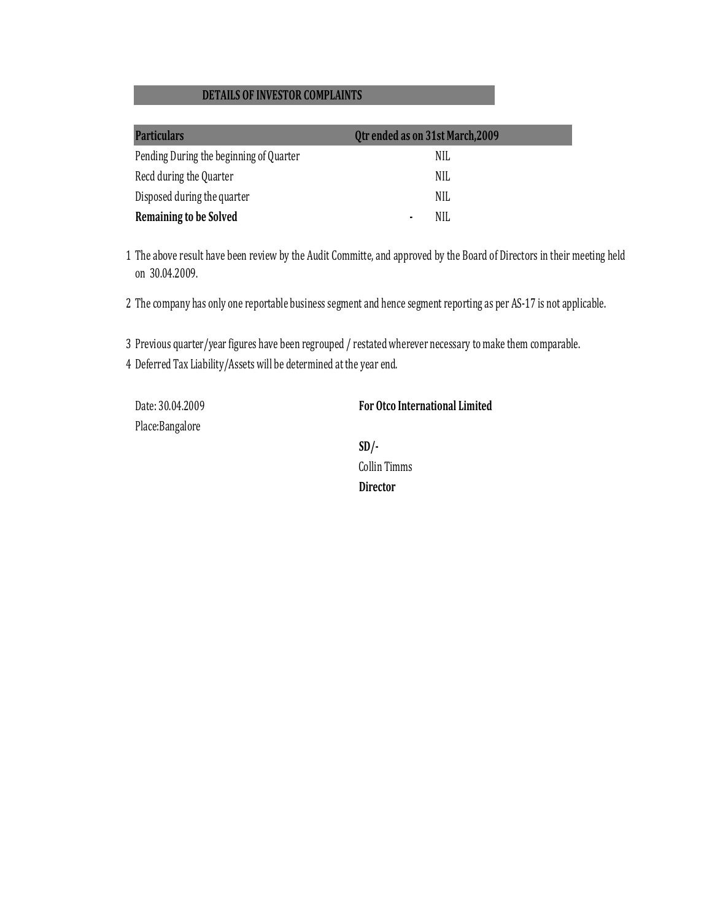## DETAILS OF INVESTOR COMPLAINTS

| Particulars | Qtr ended as on 31st March,2009 |
|---|---|
| Pending During the beginning of Quarter | NIL |
| Recd during the Quarter | NIL |
| Disposed during the quarter | NIL |
| **Remaining to be Solved** | - NIL |

1. The above result have been review by the Audit Committe, and approved by the Board of Directors in their meeting held on 30.04.2009.
2. The company has only one reportable business segment and hence segment reporting as per AS-17 is not applicable.
3. Previous quarter/year figures have been regrouped / restated wherever necessary to make them comparable.
4. Deferred Tax Liability/Assets will be determined at the year end.

Date: 30.04.2009
Place:Bangalore

**For Otco International Limited**

**SD/-**
Collin Timms
**Director**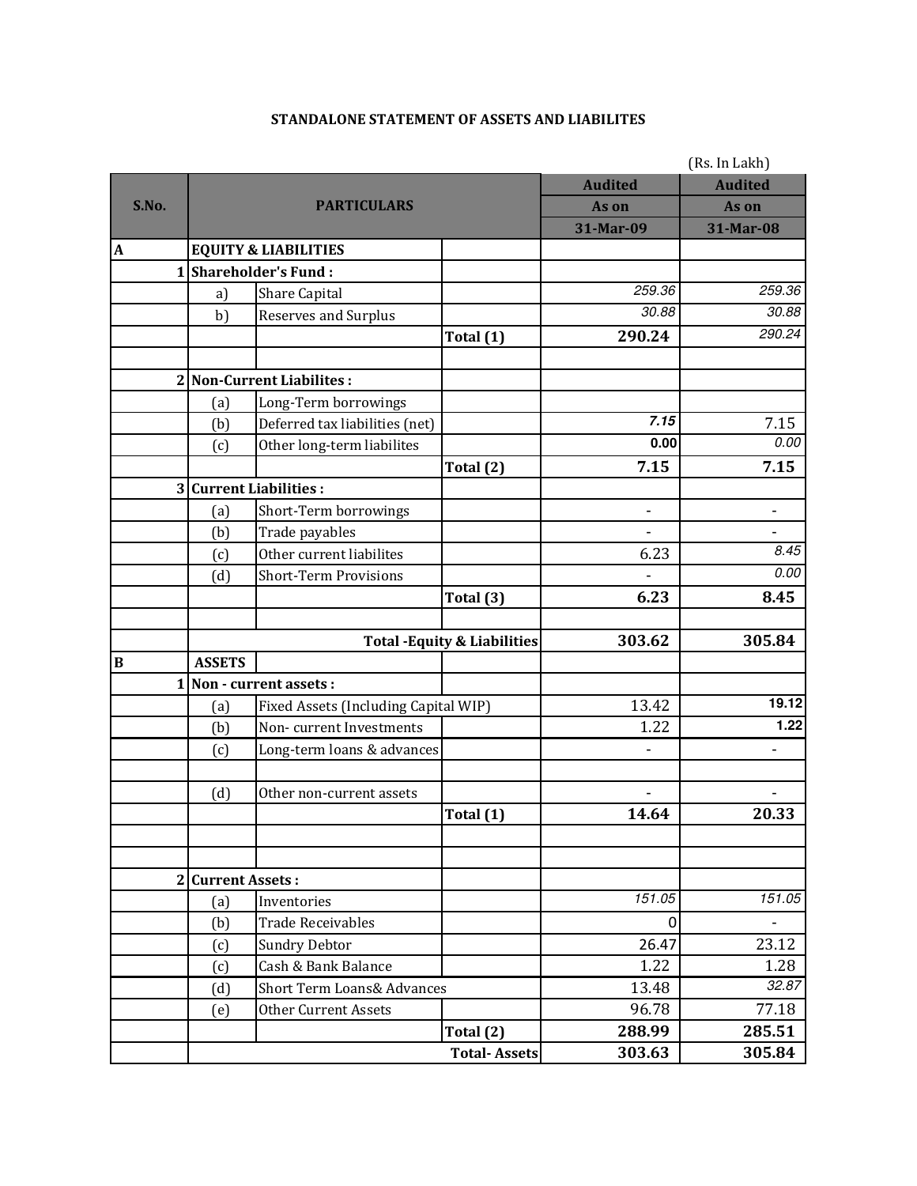# STANDALONE STATEMENT OF ASSETS AND LIABILITES

(Rs. In Lakh)

| S.No. | PARTICULARS | | | Audited As on 31-Mar-09 | Audited As on 31-Mar-08 |
|---|---|---|---|---|---|
| A | EQUITY & LIABILITIES | | | | |
| 1 | Shareholder's Fund : | | | | |
| | a) | Share Capital | | 259.36 | 259.36 |
| | b) | Reserves and Surplus | | 30.88 | 30.88 |
| | | | Total (1) | 290.24 | 290.24 |
| | | | | | |
| 2 | Non-Current Liabilites : | | | | |
| | (a) | Long-Term borrowings | | | |
| | (b) | Deferred tax liabilities (net) | | 7.15 | 7.15 |
| | (c) | Other long-term liabilites | | 0.00 | 0.00 |
| | | | Total (2) | 7.15 | 7.15 |
| 3 | Current Liabilities : | | | | |
| | (a) | Short-Term borrowings | | - | - |
| | (b) | Trade payables | | - | - |
| | (c) | Other current liabilites | | 6.23 | 8.45 |
| | (d) | Short-Term Provisions | | - | 0.00 |
| | | | Total (3) | 6.23 | 8.45 |
| | | | | | |
| | Total -Equity & Liabilities | | | 303.62 | 305.84 |
| B | ASSETS | | | | |
| 1 | Non - current assets : | | | | |
| | (a) | Fixed Assets (Including Capital WIP) | | 13.42 | 19.12 |
| | (b) | Non- current Investments | | 1.22 | 1.22 |
| | (c) | Long-term loans & advances | | - | - |
| | | | | | |
| | (d) | Other non-current assets | | - | - |
| | | | Total (1) | 14.64 | 20.33 |
| | | | | | |
| | | | | | |
| 2 | Current Assets : | | | | |
| | (a) | Inventories | | 151.05 | 151.05 |
| | (b) | Trade Receivables | | 0 | - |
| | (c) | Sundry Debtor | | 26.47 | 23.12 |
| | (c) | Cash & Bank Balance | | 1.22 | 1.28 |
| | (d) | Short Term Loans& Advances | | 13.48 | 32.87 |
| | (e) | Other Current Assets | | 96.78 | 77.18 |
| | | | Total (2) | 288.99 | 285.51 |
| | Total- Assets | | | 303.63 | 305.84 |